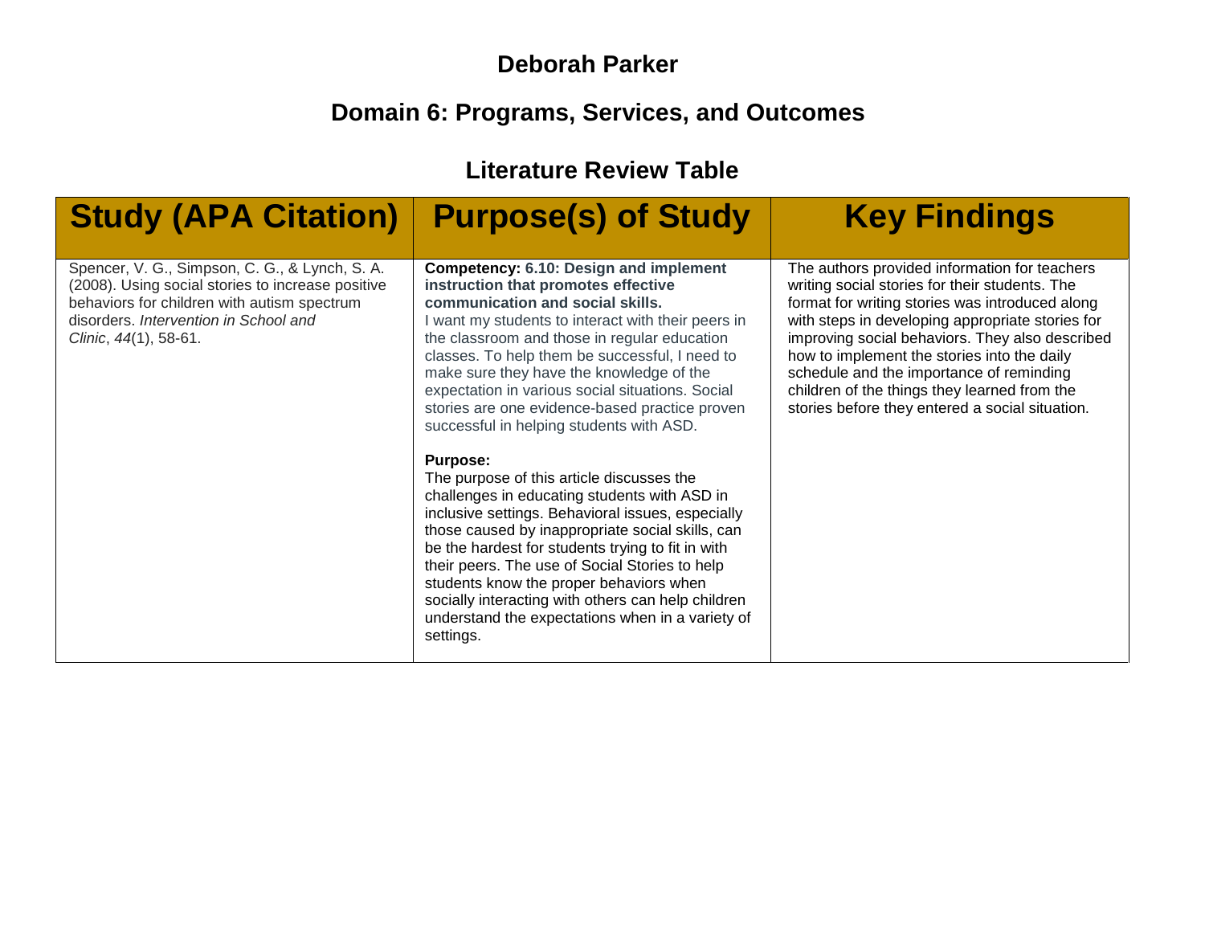# Deborah Parker

## Domain 6: Programs, Services, and Outcomes

## Literature Review Table

| Study (APA Citation) | Purpose(s) of Study | Key Findings |
|---|---|---|
| Spencer, V. G., Simpson, C. G., & Lynch, S. A. (2008). Using social stories to increase positive behaviors for children with autism spectrum disorders. *Intervention in School and Clinic*, *44*(1), 58-61. | **Competency: 6.10: Design and implement instruction that promotes effective communication and social skills.** I want my students to interact with their peers in the classroom and those in regular education classes. To help them be successful, I need to make sure they have the knowledge of the expectation in various social situations. Social stories are one evidence-based practice proven successful in helping students with ASD.<br><br>**Purpose:** The purpose of this article discusses the challenges in educating students with ASD in inclusive settings. Behavioral issues, especially those caused by inappropriate social skills, can be the hardest for students trying to fit in with their peers. The use of Social Stories to help students know the proper behaviors when socially interacting with others can help children understand the expectations when in a variety of settings. | The authors provided information for teachers writing social stories for their students. The format for writing stories was introduced along with steps in developing appropriate stories for improving social behaviors. They also described how to implement the stories into the daily schedule and the importance of reminding children of the things they learned from the stories before they entered a social situation. |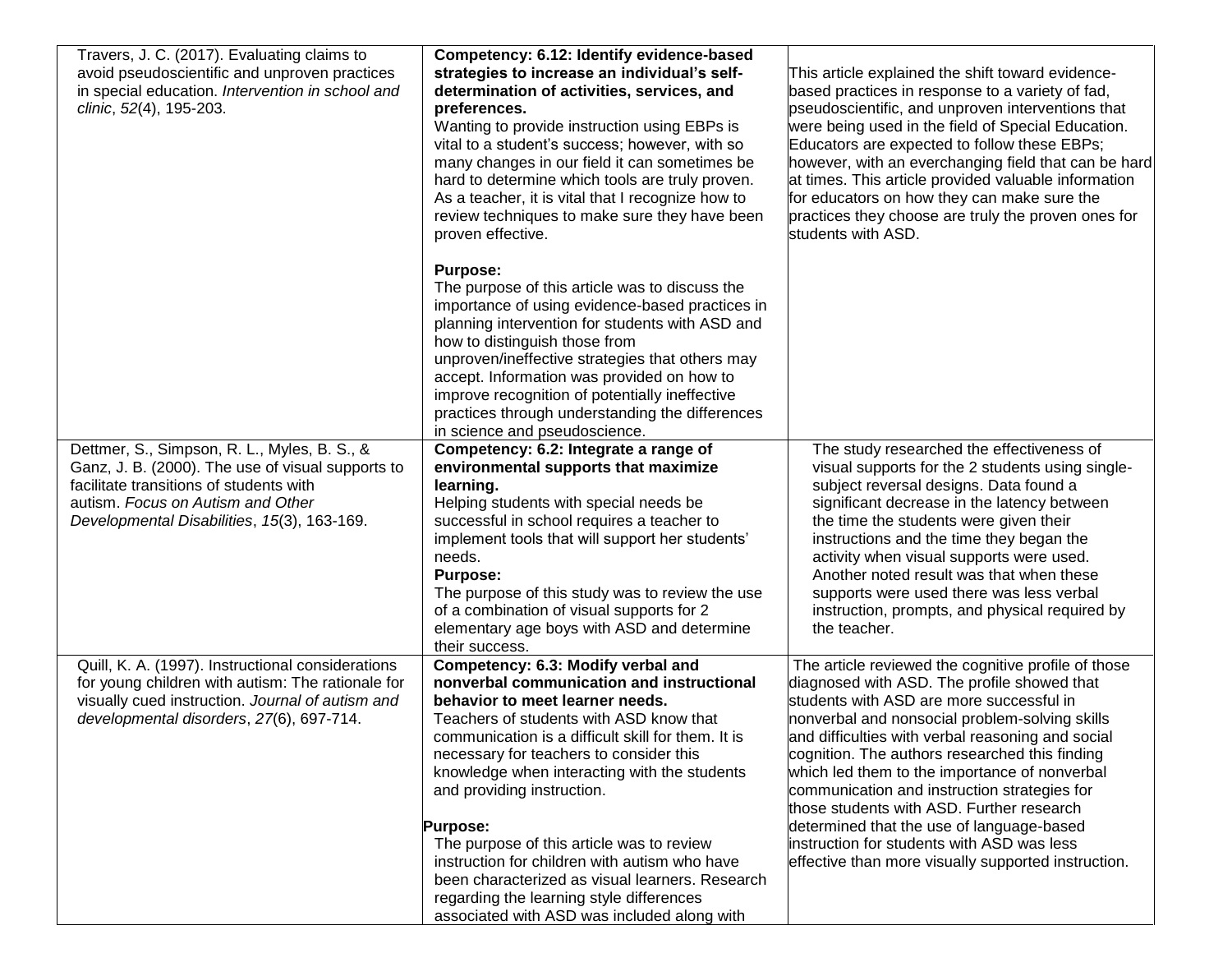| | | |
|---|---|---|
| Travers, J. C. (2017). Evaluating claims to avoid pseudoscientific and unproven practices in special education. *Intervention in school and clinic*, *52*(4), 195-203. | **Competency: 6.12: Identify evidence-based strategies to increase an individual's self-determination of activities, services, and preferences.**<br>Wanting to provide instruction using EBPs is vital to a student's success; however, with so many changes in our field it can sometimes be hard to determine which tools are truly proven. As a teacher, it is vital that I recognize how to review techniques to make sure they have been proven effective.<br><br>**Purpose:**<br>The purpose of this article was to discuss the importance of using evidence-based practices in planning intervention for students with ASD and how to distinguish those from unproven/ineffective strategies that others may accept. Information was provided on how to improve recognition of potentially ineffective practices through understanding the differences in science and pseudoscience. | This article explained the shift toward evidence-based practices in response to a variety of fad, pseudoscientific, and unproven interventions that were being used in the field of Special Education. Educators are expected to follow these EBPs; however, with an everchanging field that can be hard at times. This article provided valuable information for educators on how they can make sure the practices they choose are truly the proven ones for students with ASD. |
| Dettmer, S., Simpson, R. L., Myles, B. S., & Ganz, J. B. (2000). The use of visual supports to facilitate transitions of students with autism. *Focus on Autism and Other Developmental Disabilities*, *15*(3), 163-169. | **Competency: 6.2: Integrate a range of environmental supports that maximize learning.**<br>Helping students with special needs be successful in school requires a teacher to implement tools that will support her students' needs.<br>**Purpose:**<br>The purpose of this study was to review the use of a combination of visual supports for 2 elementary age boys with ASD and determine their success. | The study researched the effectiveness of visual supports for the 2 students using single-subject reversal designs. Data found a significant decrease in the latency between the time the students were given their instructions and the time they began the activity when visual supports were used. Another noted result was that when these supports were used there was less verbal instruction, prompts, and physical required by the teacher. |
| Quill, K. A. (1997). Instructional considerations for young children with autism: The rationale for visually cued instruction. *Journal of autism and developmental disorders*, *27*(6), 697-714. | **Competency: 6.3: Modify verbal and nonverbal communication and instructional behavior to meet learner needs.**<br>Teachers of students with ASD know that communication is a difficult skill for them. It is necessary for teachers to consider this knowledge when interacting with the students and providing instruction.<br><br>**Purpose:**<br>The purpose of this article was to review instruction for children with autism who have been characterized as visual learners. Research regarding the learning style differences associated with ASD was included along with | The article reviewed the cognitive profile of those diagnosed with ASD. The profile showed that students with ASD are more successful in nonverbal and nonsocial problem-solving skills and difficulties with verbal reasoning and social cognition. The authors researched this finding which led them to the importance of nonverbal communication and instruction strategies for those students with ASD. Further research determined that the use of language-based instruction for students with ASD was less effective than more visually supported instruction. |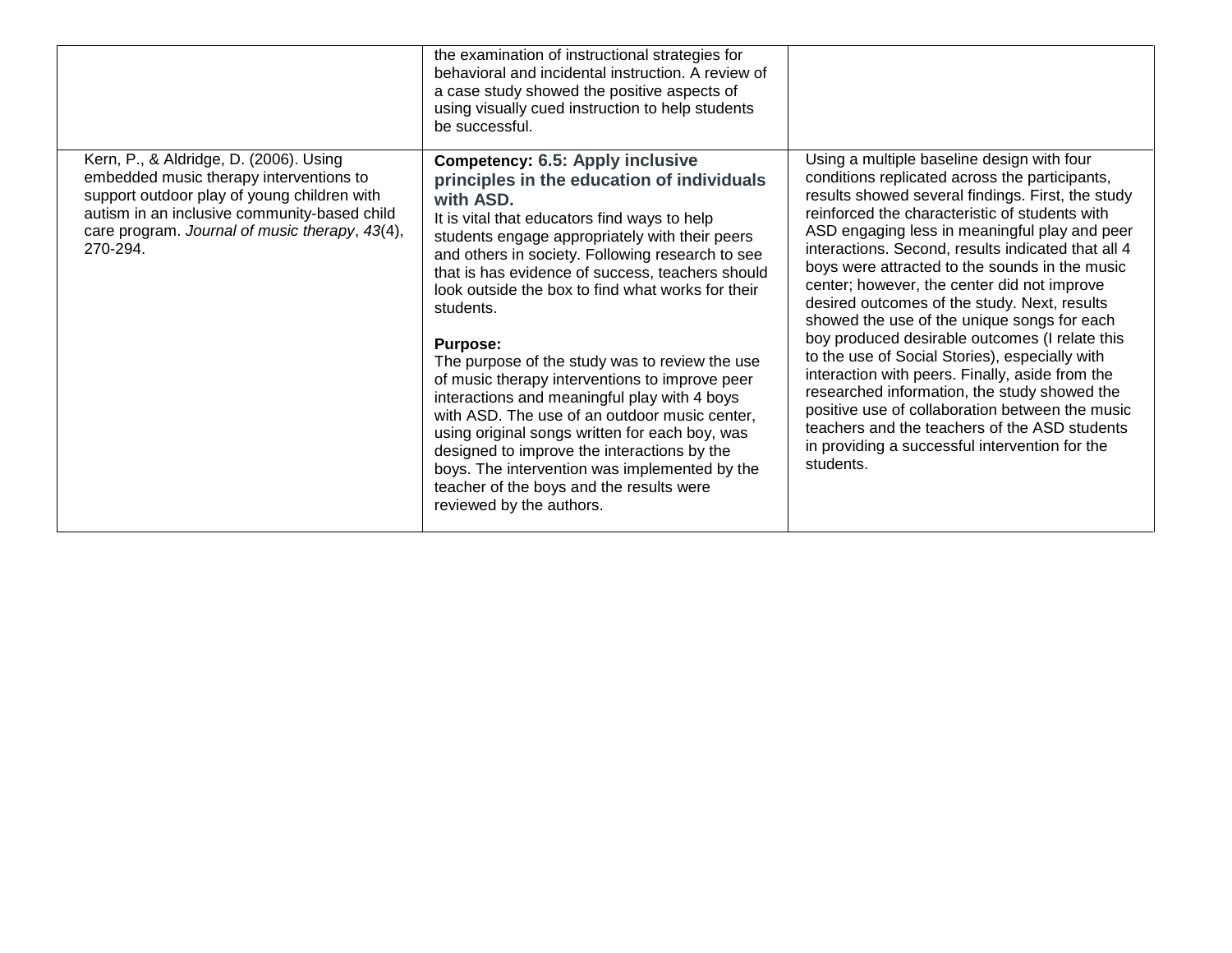| | | |
|---|---|---|
| | the examination of instructional strategies for behavioral and incidental instruction. A review of a case study showed the positive aspects of using visually cued instruction to help students be successful. | |
| Kern, P., & Aldridge, D. (2006). Using embedded music therapy interventions to support outdoor play of young children with autism in an inclusive community-based child care program. *Journal of music therapy*, *43*(4), 270-294. | **Competency: 6.5: Apply inclusive principles in the education of individuals with ASD.**<br>It is vital that educators find ways to help students engage appropriately with their peers and others in society. Following research to see that is has evidence of success, teachers should look outside the box to find what works for their students.<br><br>**Purpose:**<br>The purpose of the study was to review the use of music therapy interventions to improve peer interactions and meaningful play with 4 boys with ASD. The use of an outdoor music center, using original songs written for each boy, was designed to improve the interactions by the boys. The intervention was implemented by the teacher of the boys and the results were reviewed by the authors. | Using a multiple baseline design with four conditions replicated across the participants, results showed several findings. First, the study reinforced the characteristic of students with ASD engaging less in meaningful play and peer interactions. Second, results indicated that all 4 boys were attracted to the sounds in the music center; however, the center did not improve desired outcomes of the study. Next, results showed the use of the unique songs for each boy produced desirable outcomes (I relate this to the use of Social Stories), especially with interaction with peers. Finally, aside from the researched information, the study showed the positive use of collaboration between the music teachers and the teachers of the ASD students in providing a successful intervention for the students. |